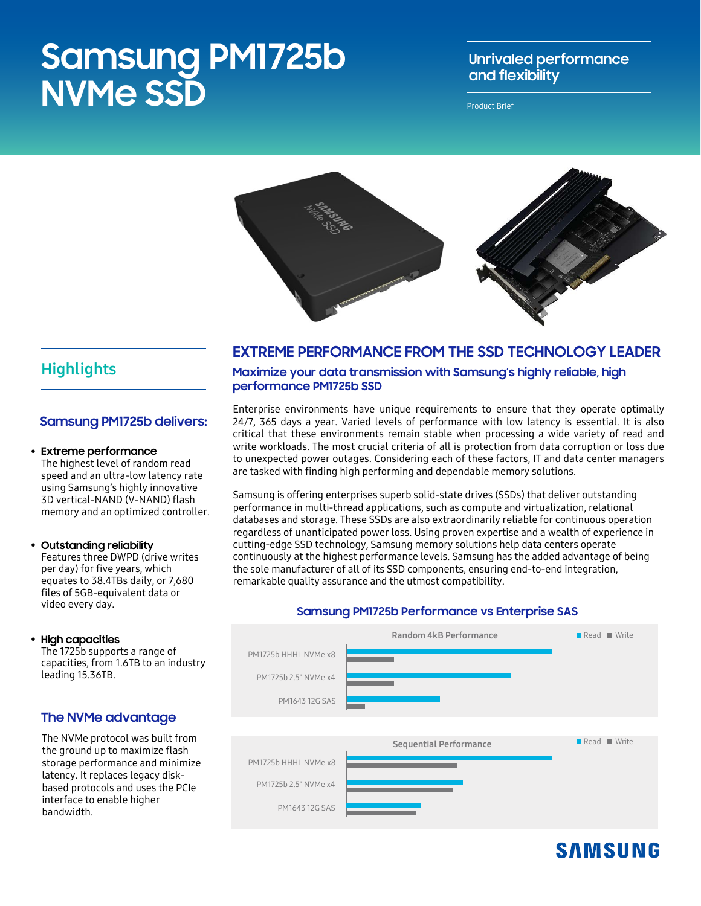# Samsung PM1725b NVMe SSD

Unrivaled performance and flexibility

Product Brief

## Highlights

### Samsung PM1725b delivers:

- **Extreme performance**
  The highest level of random read speed and an ultra-low latency rate using Samsung's highly innovative 3D vertical-NAND (V-NAND) flash memory and an optimized controller.

- **Outstanding reliability**
  Features three DWPD (drive writes per day) for five years, which equates to 38.4TBs daily, or 7,680 files of 5GB-equivalent data or video every day.

- **High capacities**
  The 1725b supports a range of capacities, from 1.6TB to an industry leading 15.36TB.

### The NVMe advantage

The NVMe protocol was built from the ground up to maximize flash storage performance and minimize latency. It replaces legacy disk-based protocols and uses the PCIe interface to enable higher bandwidth.

## EXTREME PERFORMANCE FROM THE SSD TECHNOLOGY LEADER

### Maximize your data transmission with Samsung's highly reliable, high performance PM1725b SSD

Enterprise environments have unique requirements to ensure that they operate optimally 24/7, 365 days a year. Varied levels of performance with low latency is essential. It is also critical that these environments remain stable when processing a wide variety of read and write workloads. The most crucial criteria of all is protection from data corruption or loss due to unexpected power outages. Considering each of these factors, IT and data center managers are tasked with finding high performing and dependable memory solutions.

Samsung is offering enterprises superb solid-state drives (SSDs) that deliver outstanding performance in multi-thread applications, such as compute and virtualization, relational databases and storage. These SSDs are also extraordinarily reliable for continuous operation regardless of unanticipated power loss. Using proven expertise and a wealth of experience in cutting-edge SSD technology, Samsung memory solutions help data centers operate continuously at the highest performance levels. Samsung has the added advantage of being the sole manufacturer of all of its SSD components, ensuring end-to-end integration, remarkable quality assurance and the utmost compatibility.

### Samsung PM1725b Performance vs Enterprise SAS

Random 4kB Performance (Read / Write)

- PM1725b HHHL NVMe x8
- PM1725b 2.5" NVMe x4
- PM1643 12G SAS

Sequential Performance (Read / Write)

- PM1725b HHHL NVMe x8
- PM1725b 2.5" NVMe x4
- PM1643 12G SAS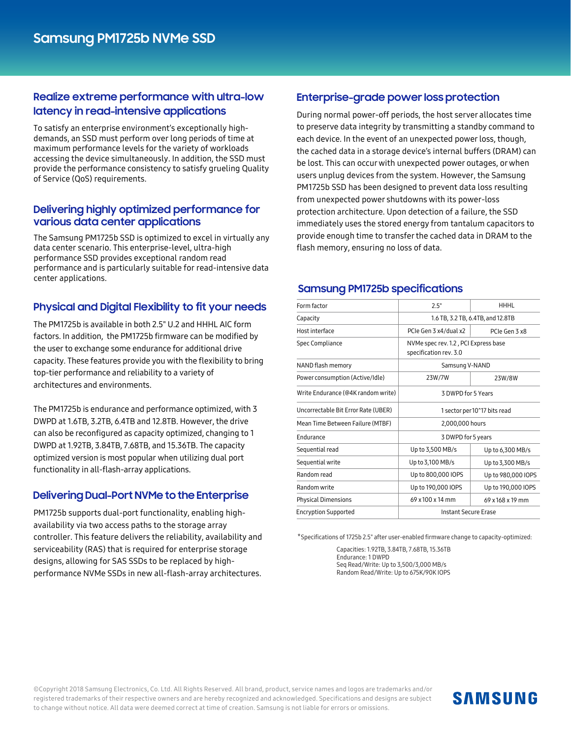# Samsung PM1725b NVMe SSD

## Realize extreme performance with ultra-low latency in read-intensive applications

To satisfy an enterprise environment's exceptionally high-demands, an SSD must perform over long periods of time at maximum performance levels for the variety of workloads accessing the device simultaneously. In addition, the SSD must provide the performance consistency to satisfy grueling Quality of Service (QoS) requirements.

## Delivering highly optimized performance for various data center applications

The Samsung PM1725b SSD is optimized to excel in virtually any data center scenario. This enterprise-level, ultra-high performance SSD provides exceptional random read performance and is particularly suitable for read-intensive data center applications.

## Physical and Digital Flexibility to fit your needs

The PM1725b is available in both 2.5" U.2 and HHHL AIC form factors. In addition, the PM1725b firmware can be modified by the user to exchange some endurance for additional drive capacity. These features provide you with the flexibility to bring top-tier performance and reliability to a variety of architectures and environments.

The PM1725b is endurance and performance optimized, with 3 DWPD at 1.6TB, 3.2TB, 6.4TB and 12.8TB. However, the drive can also be reconfigured as capacity optimized, changing to 1 DWPD at 1.92TB, 3.84TB, 7.68TB, and 15.36TB. The capacity optimized version is most popular when utilizing dual port functionality in all-flash-array applications.

## Delivering Dual-Port NVMe to the Enterprise

PM1725b supports dual-port functionality, enabling high-availability via two access paths to the storage array controller. This feature delivers the reliability, availability and serviceability (RAS) that is required for enterprise storage designs, allowing for SAS SSDs to be replaced by high-performance NVMe SSDs in new all-flash-array architectures.

## Enterprise-grade power loss protection

During normal power-off periods, the host server allocates time to preserve data integrity by transmitting a standby command to each device. In the event of an unexpected power loss, though, the cached data in a storage device's internal buffers (DRAM) can be lost. This can occur with unexpected power outages, or when users unplug devices from the system. However, the Samsung PM1725b SSD has been designed to prevent data loss resulting from unexpected power shutdowns with its power-loss protection architecture. Upon detection of a failure, the SSD immediately uses the stored energy from tantalum capacitors to provide enough time to transfer the cached data in DRAM to the flash memory, ensuring no loss of data.

## Samsung PM1725b specifications

| | | |
|---|---|---|
| Form factor | 2.5" | HHHL |
| Capacity | 1.6 TB, 3.2 TB, 6.4TB, and 12.8TB | |
| Host interface | PCIe Gen 3 x4/dual x2 | PCIe Gen 3 x8 |
| Spec Compliance | NVMe spec rev. 1.2 , PCI Express base specification rev. 3.0 | |
| NAND flash memory | Samsung V-NAND | |
| Power consumption (Active/Idle) | 23W/7W | 23W/8W |
| Write Endurance (@4K random write) | 3 DWPD for 5 Years | |
| Uncorrectable Bit Error Rate (UBER) | 1 sector per 10^17 bits read | |
| Mean Time Between Failure (MTBF) | 2,000,000 hours | |
| Endurance | 3 DWPD for 5 years | |
| Sequential read | Up to 3,500 MB/s | Up to 6,300 MB/s |
| Sequential write | Up to 3,100 MB/s | Up to 3,300 MB/s |
| Random read | Up to 800,000 IOPS | Up to 980,000 IOPS |
| Random write | Up to 190,000 IOPS | Up to 190,000 IOPS |
| Physical Dimensions | 69 x 100 x 14 mm | 69 x 168 x 19 mm |
| Encryption Supported | Instant Secure Erase | |

*Specifications of 1725b 2.5" after user-enabled firmware change to capacity-optimized:

Capacities: 1.92TB, 3.84TB, 7.68TB, 15.36TB
Endurance: 1 DWPD
Seq Read/Write: Up to 3,500/3,000 MB/s
Random Read/Write: Up to 675K/90K IOPS

©Copyright 2018 Samsung Electronics, Co. Ltd. All Rights Reserved. All brand, product, service names and logos are trademarks and/or registered trademarks of their respective owners and are hereby recognized and acknowledged. Specifications and designs are subject to change without notice. All data were deemed correct at time of creation. Samsung is not liable for errors or omissions.

SAMSUNG